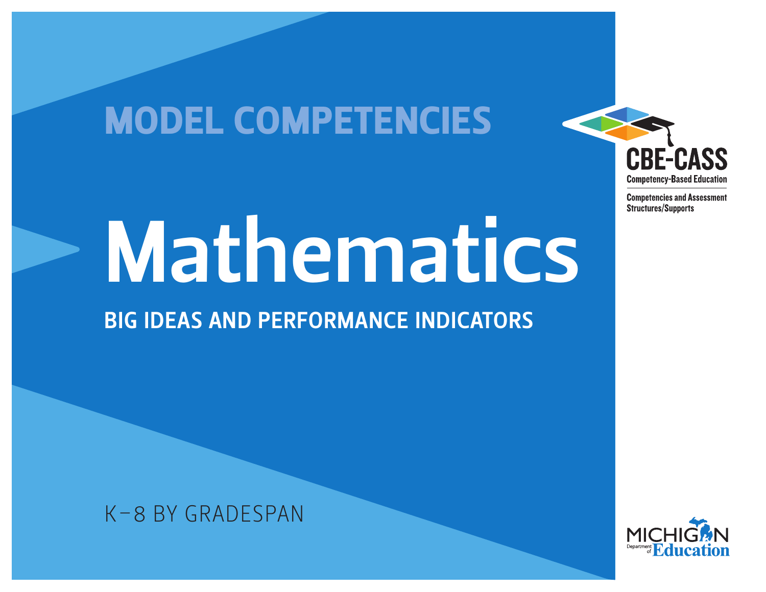# MODEL COMPETENCIES

# Mathematics

## BIG IDEAS AND PERFORMANCE INDICATORS

K–8 BY GRADESPAN

CBE-CASS
Competency-Based Education
Competencies and Assessment Structures/Supports

MICHIGAN Department of Education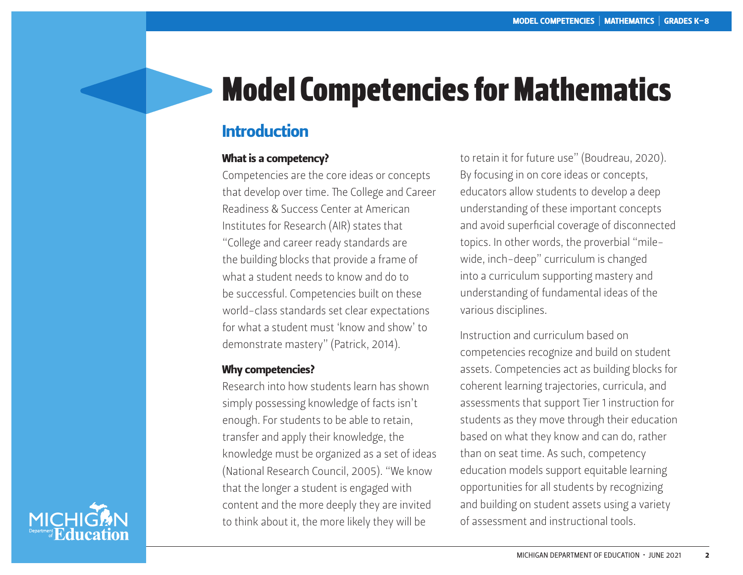# Model Competencies for Mathematics

## Introduction

### What is a competency?

Competencies are the core ideas or concepts that develop over time. The College and Career Readiness & Success Center at American Institutes for Research (AIR) states that "College and career ready standards are the building blocks that provide a frame of what a student needs to know and do to be successful. Competencies built on these world-class standards set clear expectations for what a student must 'know and show' to demonstrate mastery" (Patrick, 2014).

### Why competencies?

Research into how students learn has shown simply possessing knowledge of facts isn't enough. For students to be able to retain, transfer and apply their knowledge, the knowledge must be organized as a set of ideas (National Research Council, 2005). "We know that the longer a student is engaged with content and the more deeply they are invited to think about it, the more likely they will be to retain it for future use" (Boudreau, 2020). By focusing in on core ideas or concepts, educators allow students to develop a deep understanding of these important concepts and avoid superficial coverage of disconnected topics. In other words, the proverbial "mile-wide, inch-deep" curriculum is changed into a curriculum supporting mastery and understanding of fundamental ideas of the various disciplines.

Instruction and curriculum based on competencies recognize and build on student assets. Competencies act as building blocks for coherent learning trajectories, curricula, and assessments that support Tier 1 instruction for students as they move through their education based on what they know and can do, rather than on seat time. As such, competency education models support equitable learning opportunities for all students by recognizing and building on student assets using a variety of assessment and instructional tools.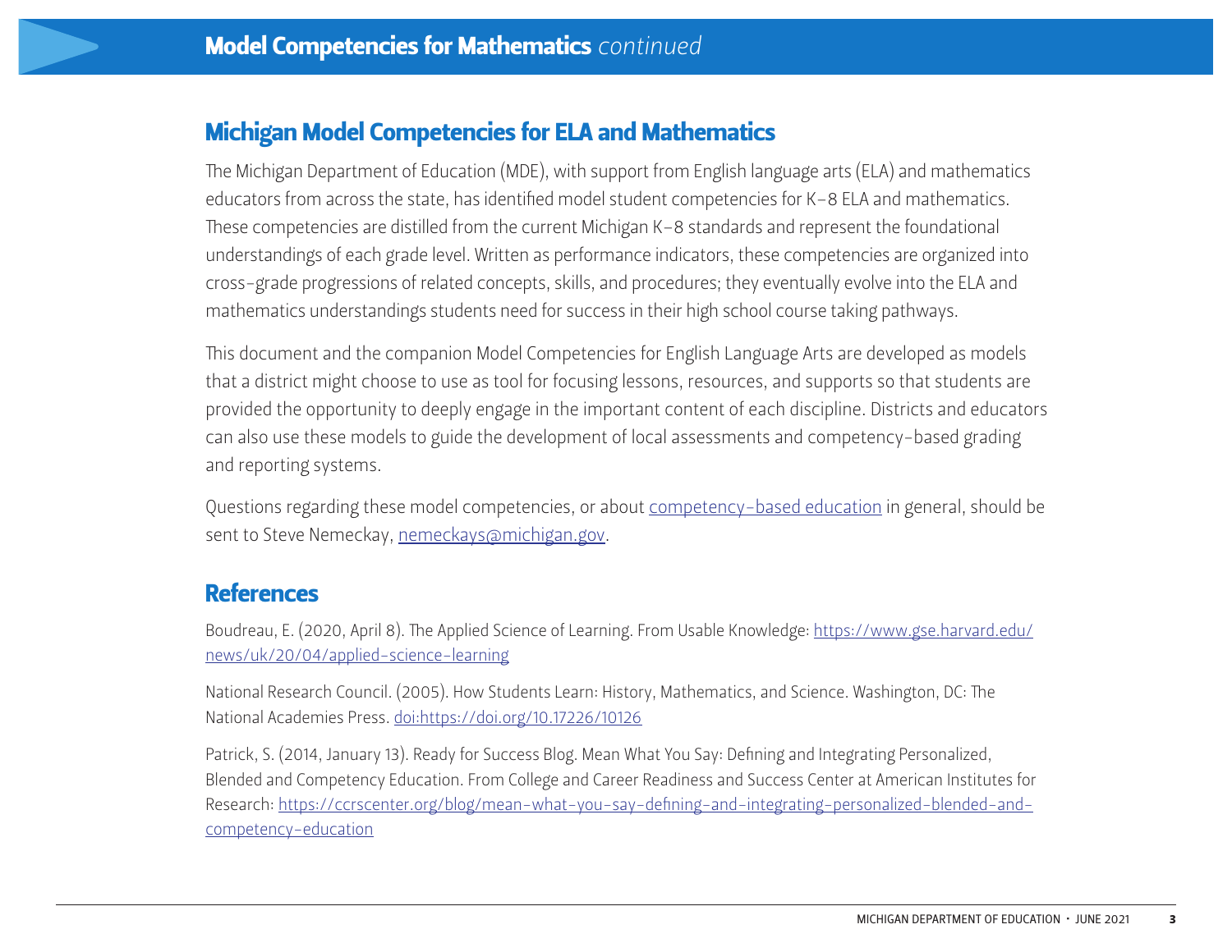# Model Competencies for Mathematics *continued*

## Michigan Model Competencies for ELA and Mathematics

The Michigan Department of Education (MDE), with support from English language arts (ELA) and mathematics educators from across the state, has identified model student competencies for K–8 ELA and mathematics. These competencies are distilled from the current Michigan K–8 standards and represent the foundational understandings of each grade level. Written as performance indicators, these competencies are organized into cross-grade progressions of related concepts, skills, and procedures; they eventually evolve into the ELA and mathematics understandings students need for success in their high school course taking pathways.

This document and the companion Model Competencies for English Language Arts are developed as models that a district might choose to use as tool for focusing lessons, resources, and supports so that students are provided the opportunity to deeply engage in the important content of each discipline. Districts and educators can also use these models to guide the development of local assessments and competency-based grading and reporting systems.

Questions regarding these model competencies, or about competency-based education in general, should be sent to Steve Nemeckay, nemeckays@michigan.gov.

## References

Boudreau, E. (2020, April 8). The Applied Science of Learning. From Usable Knowledge: https://www.gse.harvard.edu/news/uk/20/04/applied-science-learning

National Research Council. (2005). How Students Learn: History, Mathematics, and Science. Washington, DC: The National Academies Press. doi:https://doi.org/10.17226/10126

Patrick, S. (2014, January 13). Ready for Success Blog. Mean What You Say: Defining and Integrating Personalized, Blended and Competency Education. From College and Career Readiness and Success Center at American Institutes for Research: https://ccrscenter.org/blog/mean-what-you-say-defining-and-integrating-personalized-blended-and-competency-education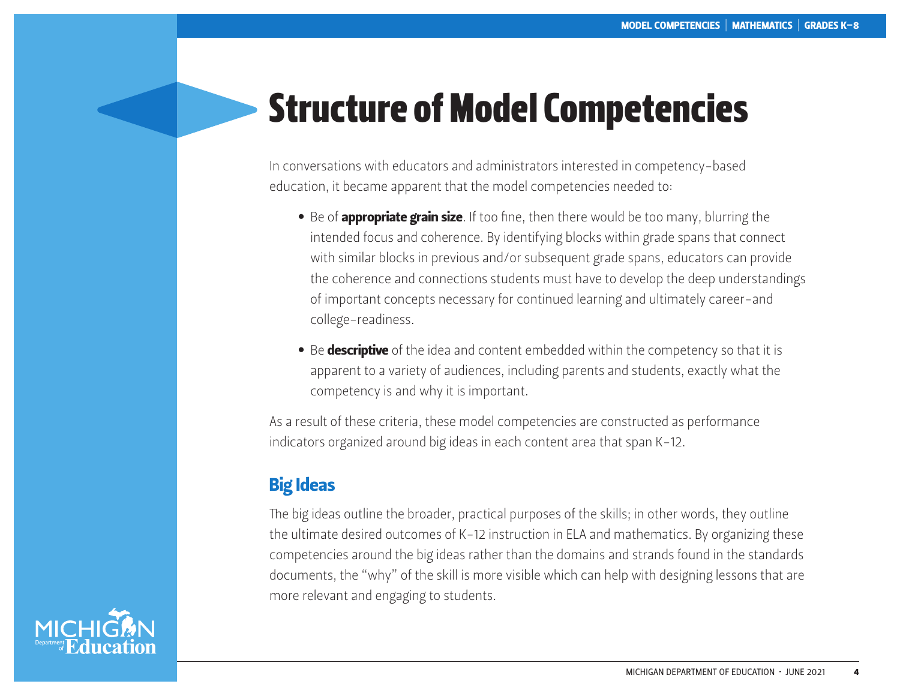# Structure of Model Competencies

In conversations with educators and administrators interested in competency-based education, it became apparent that the model competencies needed to:

- Be of **appropriate grain size**. If too fine, then there would be too many, blurring the intended focus and coherence. By identifying blocks within grade spans that connect with similar blocks in previous and/or subsequent grade spans, educators can provide the coherence and connections students must have to develop the deep understandings of important concepts necessary for continued learning and ultimately career-and college-readiness.
- Be **descriptive** of the idea and content embedded within the competency so that it is apparent to a variety of audiences, including parents and students, exactly what the competency is and why it is important.

As a result of these criteria, these model competencies are constructed as performance indicators organized around big ideas in each content area that span K-12.

## Big Ideas

The big ideas outline the broader, practical purposes of the skills; in other words, they outline the ultimate desired outcomes of K-12 instruction in ELA and mathematics. By organizing these competencies around the big ideas rather than the domains and strands found in the standards documents, the "why" of the skill is more visible which can help with designing lessons that are more relevant and engaging to students.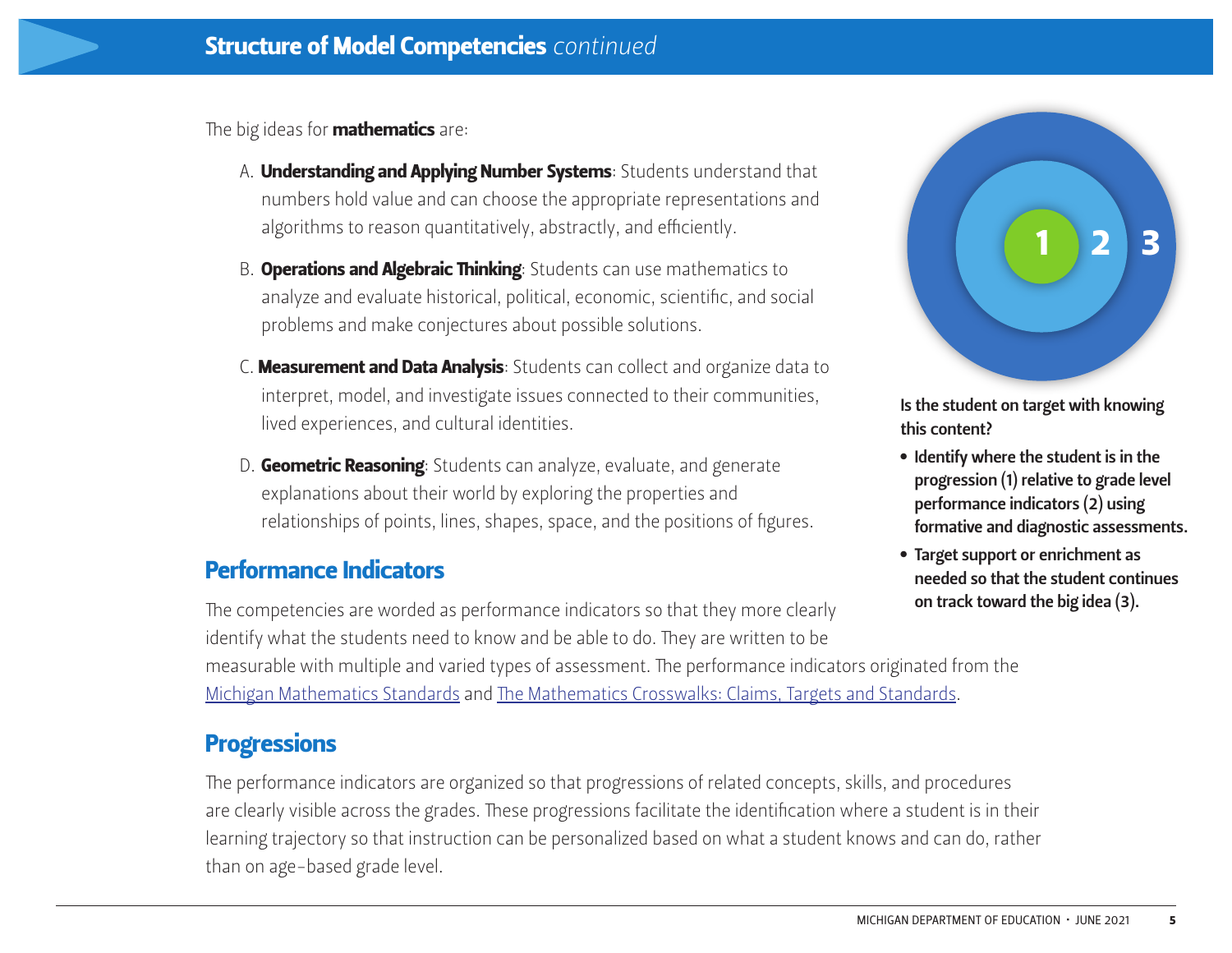## Structure of Model Competencies *continued*

The big ideas for **mathematics** are:

A. **Understanding and Applying Number Systems**: Students understand that numbers hold value and can choose the appropriate representations and algorithms to reason quantitatively, abstractly, and efficiently.

B. **Operations and Algebraic Thinking**: Students can use mathematics to analyze and evaluate historical, political, economic, scientific, and social problems and make conjectures about possible solutions.

C. **Measurement and Data Analysis**: Students can collect and organize data to interpret, model, and investigate issues connected to their communities, lived experiences, and cultural identities.

D. **Geometric Reasoning**: Students can analyze, evaluate, and generate explanations about their world by exploring the properties and relationships of points, lines, shapes, space, and the positions of figures.

1 2 3

**Is the student on target with knowing this content?**

- **Identify where the student is in the progression (1) relative to grade level performance indicators (2) using formative and diagnostic assessments.**
- **Target support or enrichment as needed so that the student continues on track toward the big idea (3).**

## Performance Indicators

The competencies are worded as performance indicators so that they more clearly identify what the students need to know and be able to do. They are written to be measurable with multiple and varied types of assessment. The performance indicators originated from the Michigan Mathematics Standards and The Mathematics Crosswalks: Claims, Targets and Standards.

## Progressions

The performance indicators are organized so that progressions of related concepts, skills, and procedures are clearly visible across the grades. These progressions facilitate the identification where a student is in their learning trajectory so that instruction can be personalized based on what a student knows and can do, rather than on age-based grade level.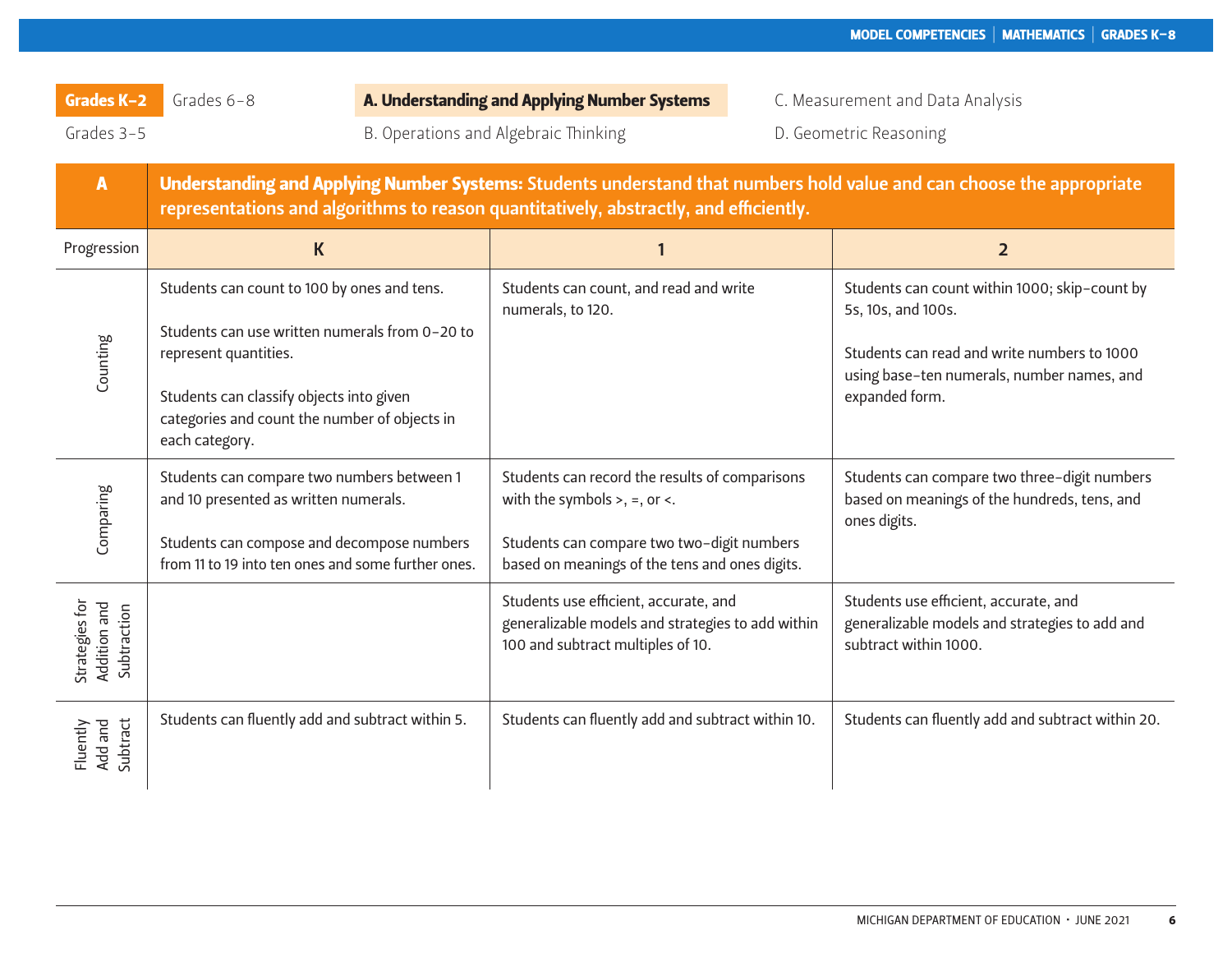Grades K–2 | Grades 6–8 | Grades 3–5

**A. Understanding and Applying Number Systems**
B. Operations and Algebraic Thinking
C. Measurement and Data Analysis
D. Geometric Reasoning

## A — Understanding and Applying Number Systems: Students understand that numbers hold value and can choose the appropriate representations and algorithms to reason quantitatively, abstractly, and efficiently.

| Progression | K | 1 | 2 |
|---|---|---|---|
| Counting | Students can count to 100 by ones and tens.<br><br>Students can use written numerals from 0–20 to represent quantities.<br><br>Students can classify objects into given categories and count the number of objects in each category. | Students can count, and read and write numerals, to 120. | Students can count within 1000; skip-count by 5s, 10s, and 100s.<br><br>Students can read and write numbers to 1000 using base-ten numerals, number names, and expanded form. |
| Comparing | Students can compare two numbers between 1 and 10 presented as written numerals.<br><br>Students can compose and decompose numbers from 11 to 19 into ten ones and some further ones. | Students can record the results of comparisons with the symbols >, =, or <.<br><br>Students can compare two two-digit numbers based on meanings of the tens and ones digits. | Students can compare two three-digit numbers based on meanings of the hundreds, tens, and ones digits. |
| Strategies for Addition and Subtraction | | Students use efficient, accurate, and generalizable models and strategies to add within 100 and subtract multiples of 10. | Students use efficient, accurate, and generalizable models and strategies to add and subtract within 1000. |
| Fluently Add and Subtract | Students can fluently add and subtract within 5. | Students can fluently add and subtract within 10. | Students can fluently add and subtract within 20. |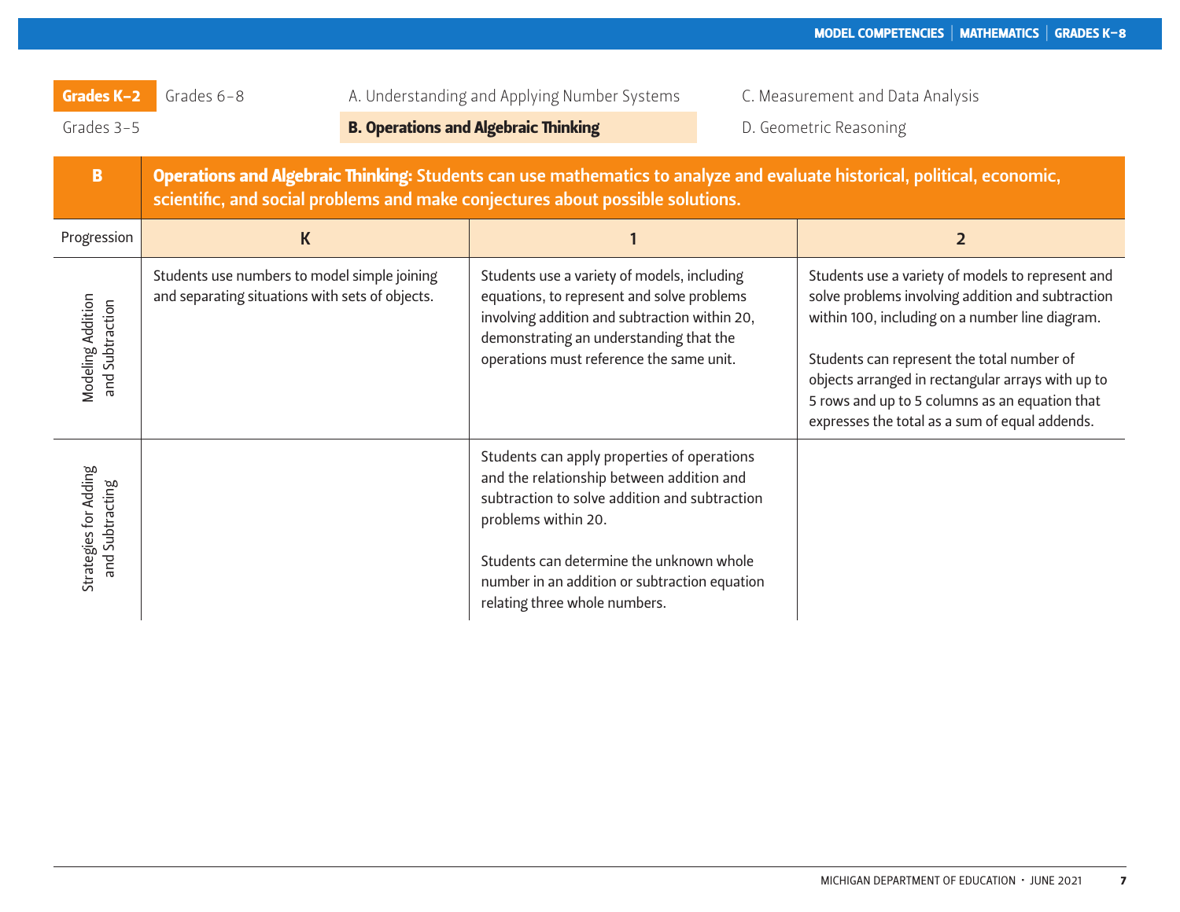**Grades K–2** | Grades 6–8 | Grades 3–5

A. Understanding and Applying Number Systems

**B. Operations and Algebraic Thinking**

C. Measurement and Data Analysis

D. Geometric Reasoning

| B | **Operations and Algebraic Thinking:** Students can use mathematics to analyze and evaluate historical, political, economic, scientific, and social problems and make conjectures about possible solutions. | | |
|---|---|---|---|
| Progression | K | 1 | 2 |
| Modeling Addition and Subtraction | Students use numbers to model simple joining and separating situations with sets of objects. | Students use a variety of models, including equations, to represent and solve problems involving addition and subtraction within 20, demonstrating an understanding that the operations must reference the same unit. | Students use a variety of models to represent and solve problems involving addition and subtraction within 100, including on a number line diagram.<br><br>Students can represent the total number of objects arranged in rectangular arrays with up to 5 rows and up to 5 columns as an equation that expresses the total as a sum of equal addends. |
| Strategies for Adding and Subtracting | | Students can apply properties of operations and the relationship between addition and subtraction to solve addition and subtraction problems within 20.<br><br>Students can determine the unknown whole number in an addition or subtraction equation relating three whole numbers. | |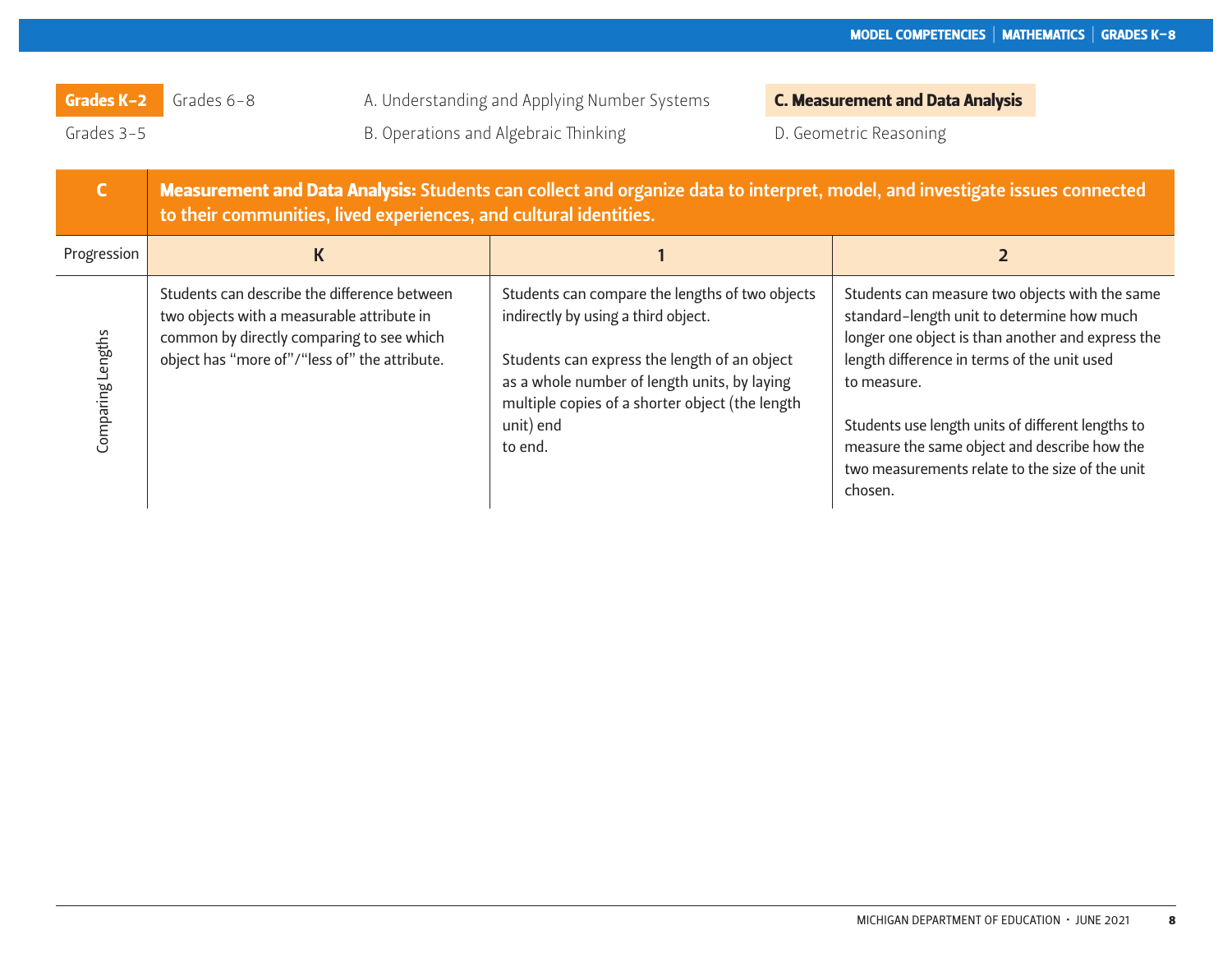Grades K–2 | Grades 6–8 | Grades 3–5

A. Understanding and Applying Number Systems

B. Operations and Algebraic Thinking

**C. Measurement and Data Analysis**

D. Geometric Reasoning

| C | **Measurement and Data Analysis:** Students can collect and organize data to interpret, model, and investigate issues connected to their communities, lived experiences, and cultural identities. | | |
|---|---|---|---|
| Progression | K | 1 | 2 |
| Comparing Lengths | Students can describe the difference between two objects with a measurable attribute in common by directly comparing to see which object has "more of"/"less of" the attribute. | Students can compare the lengths of two objects indirectly by using a third object.<br><br>Students can express the length of an object as a whole number of length units, by laying multiple copies of a shorter object (the length unit) end to end. | Students can measure two objects with the same standard-length unit to determine how much longer one object is than another and express the length difference in terms of the unit used to measure.<br><br>Students use length units of different lengths to measure the same object and describe how the two measurements relate to the size of the unit chosen. |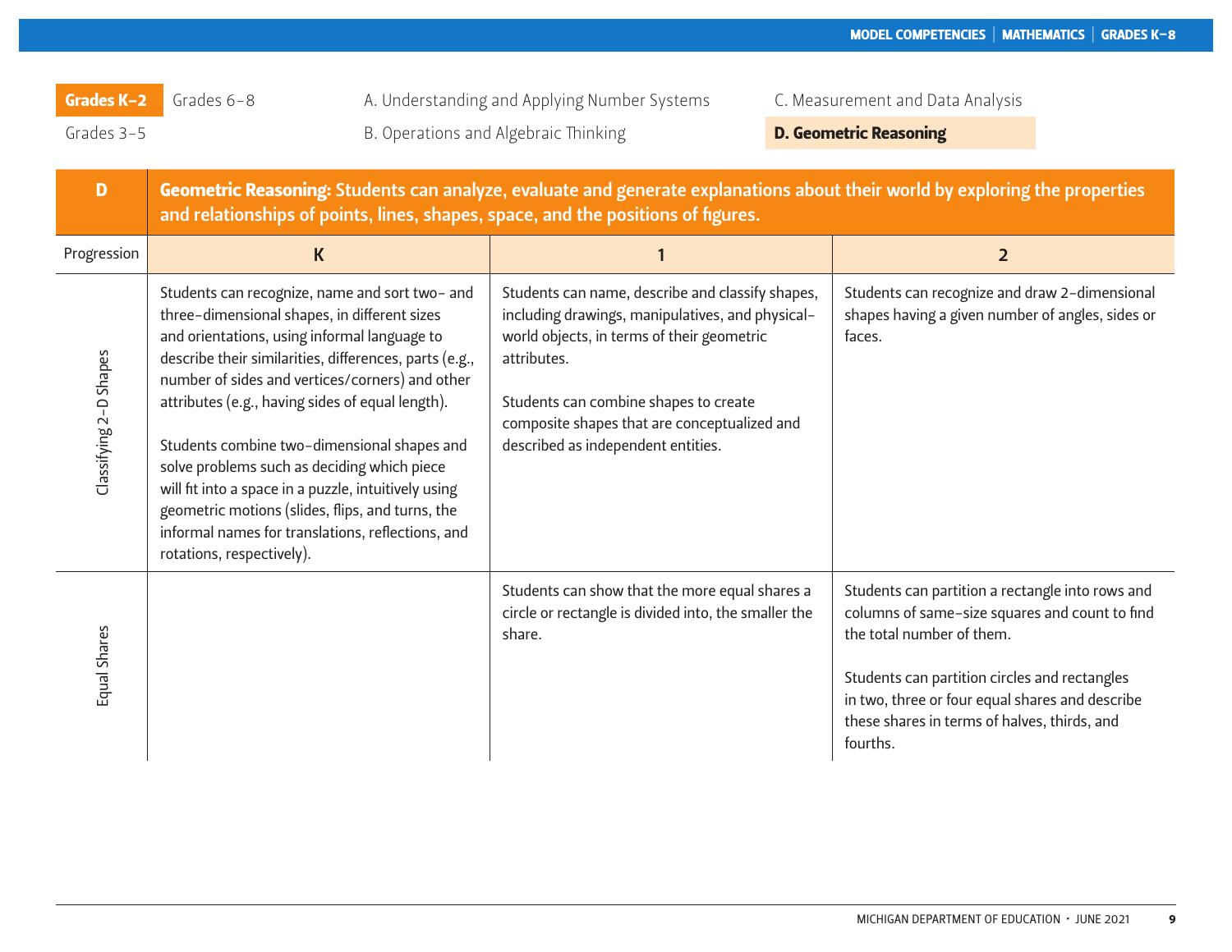Grades K–2 | Grades 6–8 | Grades 3–5

A. Understanding and Applying Number Systems
B. Operations and Algebraic Thinking
C. Measurement and Data Analysis
**D. Geometric Reasoning**

| D | Geometric Reasoning: Students can analyze, evaluate and generate explanations about their world by exploring the properties and relationships of points, lines, shapes, space, and the positions of figures. | | |
|---|---|---|---|
| Progression | K | 1 | 2 |
| Classifying 2-D Shapes | Students can recognize, name and sort two- and three-dimensional shapes, in different sizes and orientations, using informal language to describe their similarities, differences, parts (e.g., number of sides and vertices/corners) and other attributes (e.g., having sides of equal length).<br><br>Students combine two-dimensional shapes and solve problems such as deciding which piece will fit into a space in a puzzle, intuitively using geometric motions (slides, flips, and turns, the informal names for translations, reflections, and rotations, respectively). | Students can name, describe and classify shapes, including drawings, manipulatives, and physical-world objects, in terms of their geometric attributes.<br><br>Students can combine shapes to create composite shapes that are conceptualized and described as independent entities. | Students can recognize and draw 2-dimensional shapes having a given number of angles, sides or faces. |
| Equal Shares | | Students can show that the more equal shares a circle or rectangle is divided into, the smaller the share. | Students can partition a rectangle into rows and columns of same-size squares and count to find the total number of them.<br><br>Students can partition circles and rectangles in two, three or four equal shares and describe these shares in terms of halves, thirds, and fourths. |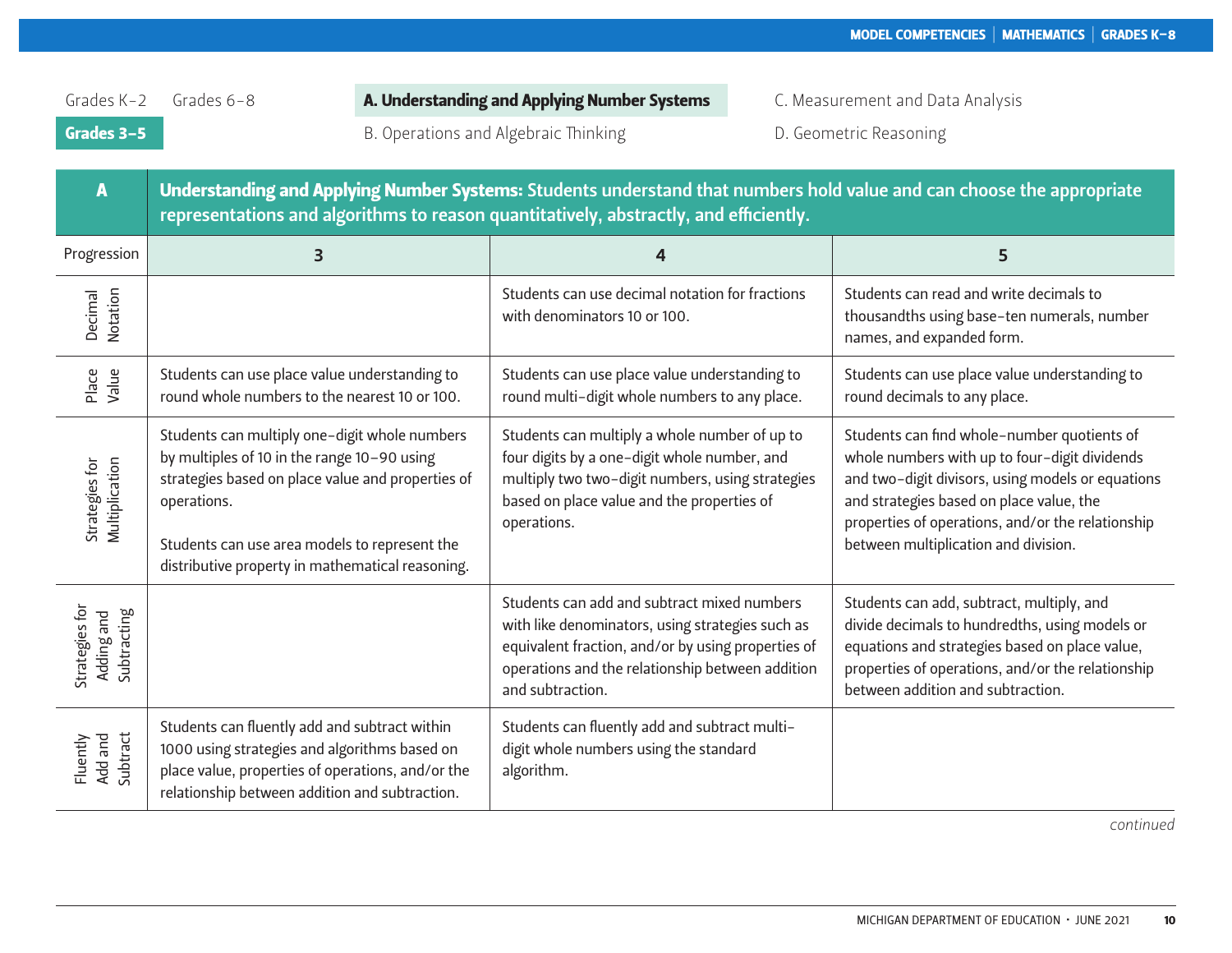Grades K–2 Grades 6–8 **Grades 3–5**

**A. Understanding and Applying Number Systems**

B. Operations and Algebraic Thinking

C. Measurement and Data Analysis

D. Geometric Reasoning

| A | **Understanding and Applying Number Systems:** Students understand that numbers hold value and can choose the appropriate representations and algorithms to reason quantitatively, abstractly, and efficiently. | | |
|---|---|---|---|
| Progression | 3 | 4 | 5 |
| Decimal Notation | | Students can use decimal notation for fractions with denominators 10 or 100. | Students can read and write decimals to thousandths using base-ten numerals, number names, and expanded form. |
| Place Value | Students can use place value understanding to round whole numbers to the nearest 10 or 100. | Students can use place value understanding to round multi-digit whole numbers to any place. | Students can use place value understanding to round decimals to any place. |
| Strategies for Multiplication | Students can multiply one-digit whole numbers by multiples of 10 in the range 10–90 using strategies based on place value and properties of operations.<br><br>Students can use area models to represent the distributive property in mathematical reasoning. | Students can multiply a whole number of up to four digits by a one-digit whole number, and multiply two two-digit numbers, using strategies based on place value and the properties of operations. | Students can find whole-number quotients of whole numbers with up to four-digit dividends and two-digit divisors, using models or equations and strategies based on place value, the properties of operations, and/or the relationship between multiplication and division. |
| Strategies for Adding and Subtracting | | Students can add and subtract mixed numbers with like denominators, using strategies such as equivalent fraction, and/or by using properties of operations and the relationship between addition and subtraction. | Students can add, subtract, multiply, and divide decimals to hundredths, using models or equations and strategies based on place value, properties of operations, and/or the relationship between addition and subtraction. |
| Fluently Add and Subtract | Students can fluently add and subtract within 1000 using strategies and algorithms based on place value, properties of operations, and/or the relationship between addition and subtraction. | Students can fluently add and subtract multi-digit whole numbers using the standard algorithm. | |

*continued*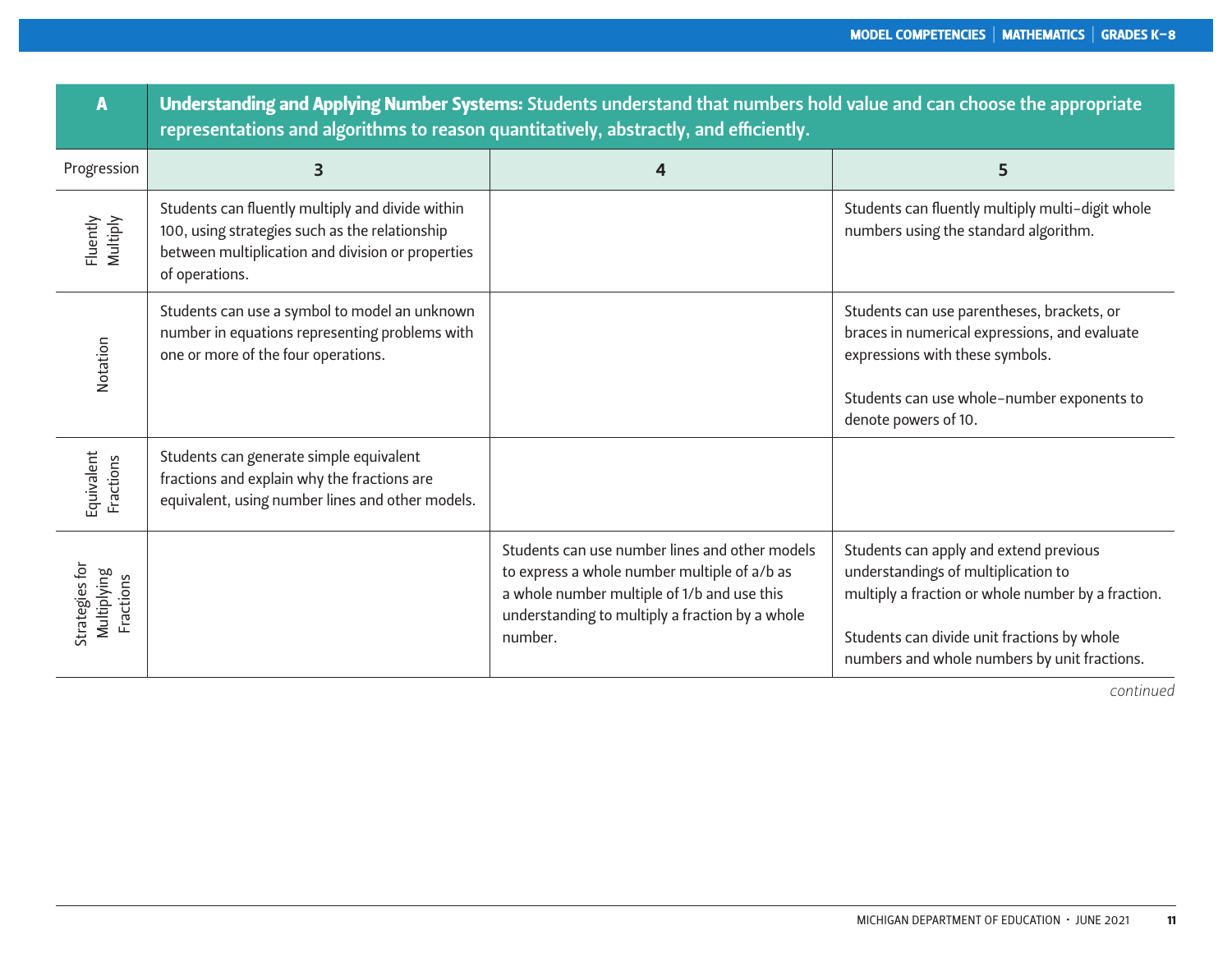| A | Understanding and Applying Number Systems: Students understand that numbers hold value and can choose the appropriate representations and algorithms to reason quantitatively, abstractly, and efficiently. | | |
|---|---|---|---|
| Progression | 3 | 4 | 5 |
| Fluently Multiply | Students can fluently multiply and divide within 100, using strategies such as the relationship between multiplication and division or properties of operations. | | Students can fluently multiply multi-digit whole numbers using the standard algorithm. |
| Notation | Students can use a symbol to model an unknown number in equations representing problems with one or more of the four operations. | | Students can use parentheses, brackets, or braces in numerical expressions, and evaluate expressions with these symbols.<br><br>Students can use whole-number exponents to denote powers of 10. |
| Equivalent Fractions | Students can generate simple equivalent fractions and explain why the fractions are equivalent, using number lines and other models. | | |
| Strategies for Multiplying Fractions | | Students can use number lines and other models to express a whole number multiple of $a/b$ as a whole number multiple of $1/b$ and use this understanding to multiply a fraction by a whole number. | Students can apply and extend previous understandings of multiplication to multiply a fraction or whole number by a fraction.<br><br>Students can divide unit fractions by whole numbers and whole numbers by unit fractions. |

*continued*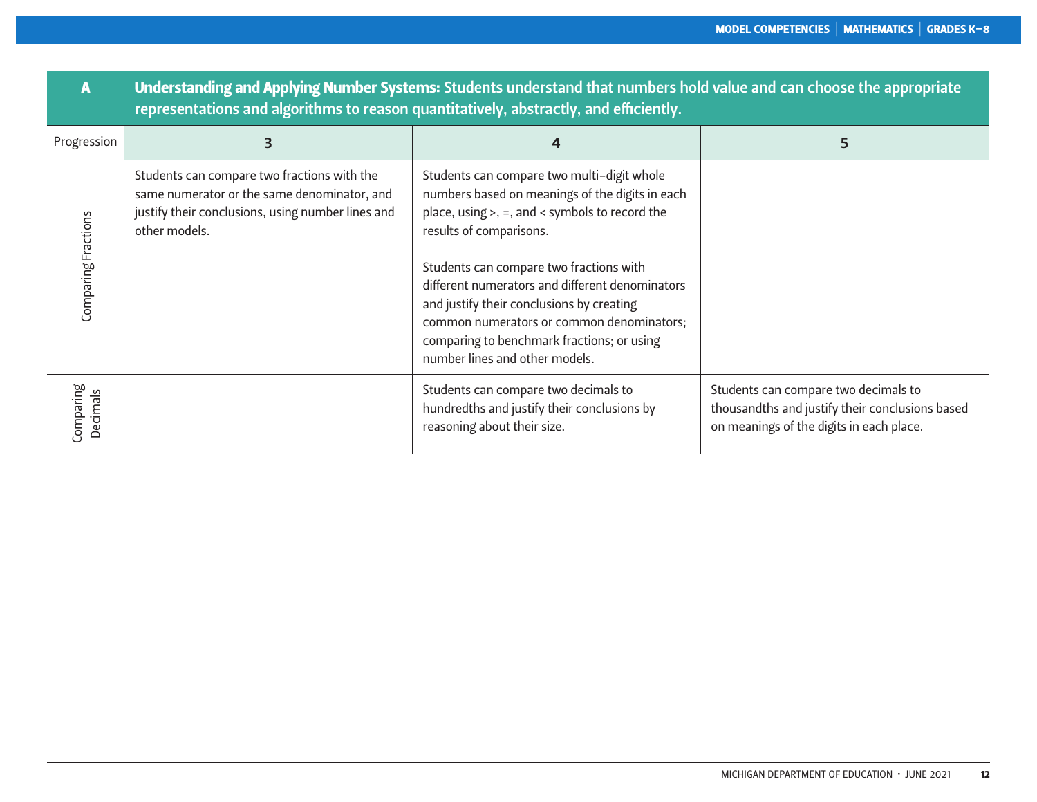| A | **Understanding and Applying Number Systems:** Students understand that numbers hold value and can choose the appropriate representations and algorithms to reason quantitatively, abstractly, and efficiently. | | |
|---|---|---|---|
| Progression | 3 | 4 | 5 |
| Comparing Fractions | Students can compare two fractions with the same numerator or the same denominator, and justify their conclusions, using number lines and other models. | Students can compare two multi-digit whole numbers based on meanings of the digits in each place, using >, =, and < symbols to record the results of comparisons.<br><br>Students can compare two fractions with different numerators and different denominators and justify their conclusions by creating common numerators or common denominators; comparing to benchmark fractions; or using number lines and other models. | |
| Comparing Decimals | | Students can compare two decimals to hundredths and justify their conclusions by reasoning about their size. | Students can compare two decimals to thousandths and justify their conclusions based on meanings of the digits in each place. |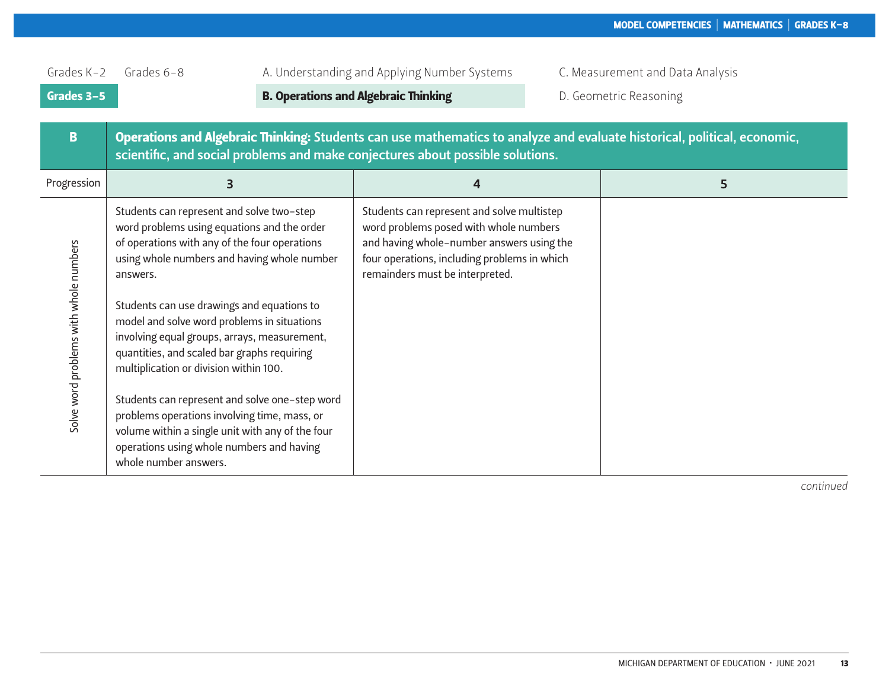Grades K–2 Grades 6–8 A. Understanding and Applying Number Systems C. Measurement and Data Analysis

**Grades 3–5** **B. Operations and Algebraic Thinking** D. Geometric Reasoning

| B | **Operations and Algebraic Thinking:** Students can use mathematics to analyze and evaluate historical, political, economic, scientific, and social problems and make conjectures about possible solutions. | | |
|---|---|---|---|
| Progression | 3 | 4 | 5 |
| Solve word problems with whole numbers | Students can represent and solve two-step word problems using equations and the order of operations with any of the four operations using whole numbers and having whole number answers.<br><br>Students can use drawings and equations to model and solve word problems in situations involving equal groups, arrays, measurement, quantities, and scaled bar graphs requiring multiplication or division within 100.<br><br>Students can represent and solve one-step word problems operations involving time, mass, or volume within a single unit with any of the four operations using whole numbers and having whole number answers. | Students can represent and solve multistep word problems posed with whole numbers and having whole-number answers using the four operations, including problems in which remainders must be interpreted. | |

*continued*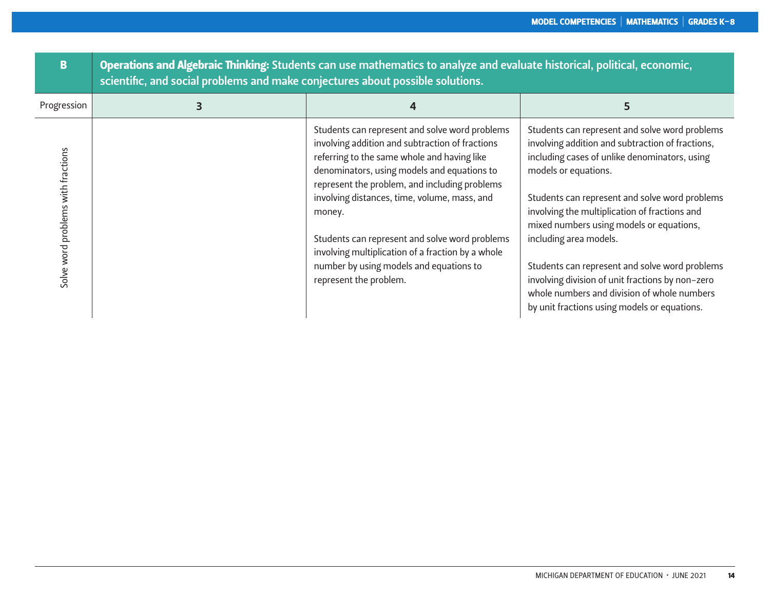| B | Operations and Algebraic Thinking: Students can use mathematics to analyze and evaluate historical, political, economic, scientific, and social problems and make conjectures about possible solutions. | | |
|---|---|---|---|
| Progression | 3 | 4 | 5 |
| Solve word problems with fractions | | Students can represent and solve word problems involving addition and subtraction of fractions referring to the same whole and having like denominators, using models and equations to represent the problem, and including problems involving distances, time, volume, mass, and money.<br><br>Students can represent and solve word problems involving multiplication of a fraction by a whole number by using models and equations to represent the problem. | Students can represent and solve word problems involving addition and subtraction of fractions, including cases of unlike denominators, using models or equations.<br><br>Students can represent and solve word problems involving the multiplication of fractions and mixed numbers using models or equations, including area models.<br><br>Students can represent and solve word problems involving division of unit fractions by non-zero whole numbers and division of whole numbers by unit fractions using models or equations. |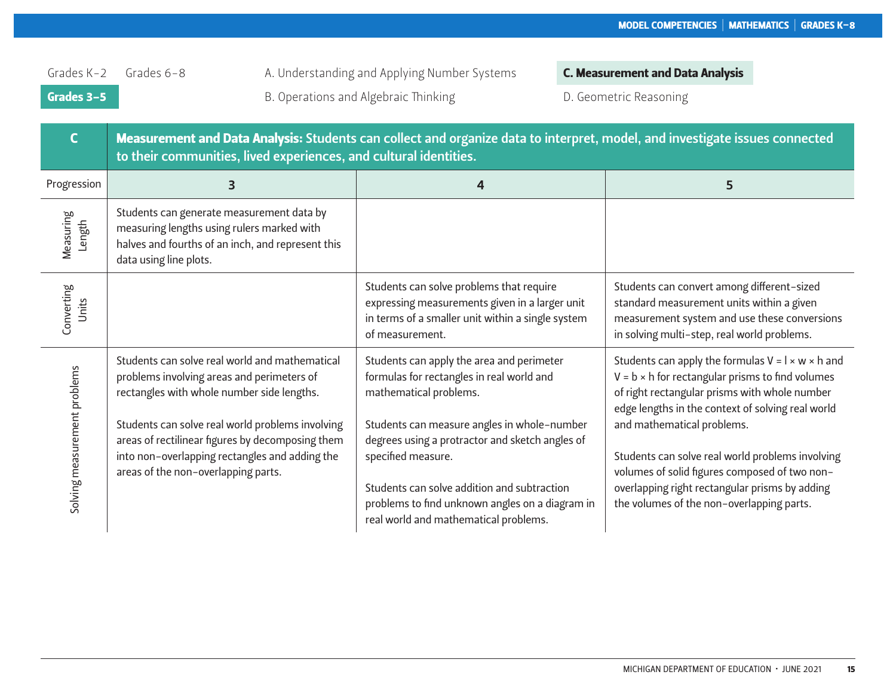Grades K–2 | Grades 6–8 | **Grades 3–5**

A. Understanding and Applying Number Systems
B. Operations and Algebraic Thinking
**C. Measurement and Data Analysis**
D. Geometric Reasoning

| C | **Measurement and Data Analysis:** Students can collect and organize data to interpret, model, and investigate issues connected to their communities, lived experiences, and cultural identities. | | |
|---|---|---|---|
| Progression | 3 | 4 | 5 |
| Measuring Length | Students can generate measurement data by measuring lengths using rulers marked with halves and fourths of an inch, and represent this data using line plots. | | |
| Converting Units | | Students can solve problems that require expressing measurements given in a larger unit in terms of a smaller unit within a single system of measurement. | Students can convert among different-sized standard measurement units within a given measurement system and use these conversions in solving multi-step, real world problems. |
| Solving measurement problems | Students can solve real world and mathematical problems involving areas and perimeters of rectangles with whole number side lengths.<br><br>Students can solve real world problems involving areas of rectilinear figures by decomposing them into non-overlapping rectangles and adding the areas of the non-overlapping parts. | Students can apply the area and perimeter formulas for rectangles in real world and mathematical problems.<br><br>Students can measure angles in whole-number degrees using a protractor and sketch angles of specified measure.<br><br>Students can solve addition and subtraction problems to find unknown angles on a diagram in real world and mathematical problems. | Students can apply the formulas $V = l \times w \times h$ and $V = b \times h$ for rectangular prisms to find volumes of right rectangular prisms with whole number edge lengths in the context of solving real world and mathematical problems.<br><br>Students can solve real world problems involving volumes of solid figures composed of two non-overlapping right rectangular prisms by adding the volumes of the non-overlapping parts. |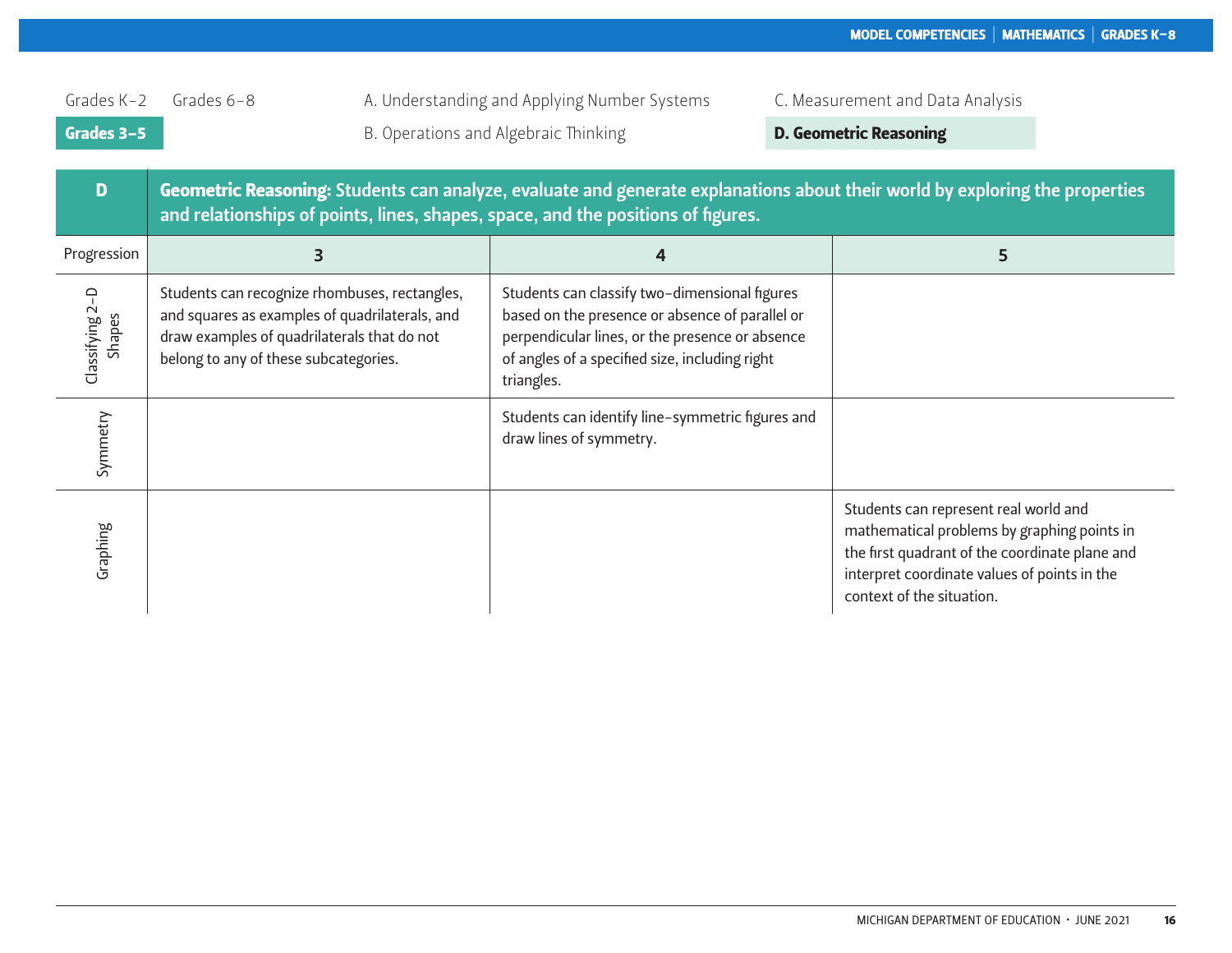Grades K–2 | Grades 6–8 | **Grades 3–5**

A. Understanding and Applying Number Systems | B. Operations and Algebraic Thinking | C. Measurement and Data Analysis | **D. Geometric Reasoning**

| D | Geometric Reasoning: Students can analyze, evaluate and generate explanations about their world by exploring the properties and relationships of points, lines, shapes, space, and the positions of figures. | | |
|---|---|---|---|
| **Progression** | **3** | **4** | **5** |
| Classifying 2-D Shapes | Students can recognize rhombuses, rectangles, and squares as examples of quadrilaterals, and draw examples of quadrilaterals that do not belong to any of these subcategories. | Students can classify two-dimensional figures based on the presence or absence of parallel or perpendicular lines, or the presence or absence of angles of a specified size, including right triangles. | |
| Symmetry | | Students can identify line-symmetric figures and draw lines of symmetry. | |
| Graphing | | | Students can represent real world and mathematical problems by graphing points in the first quadrant of the coordinate plane and interpret coordinate values of points in the context of the situation. |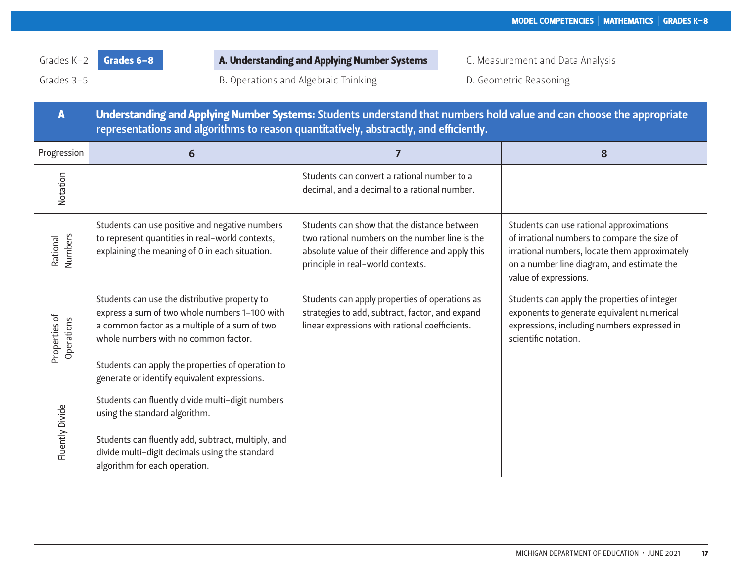Grades K–2 | **Grades 6–8**

Grades 3–5

**A. Understanding and Applying Number Systems**

B. Operations and Algebraic Thinking

C. Measurement and Data Analysis

D. Geometric Reasoning

| A | **Understanding and Applying Number Systems:** Students understand that numbers hold value and can choose the appropriate representations and algorithms to reason quantitatively, abstractly, and efficiently. | | |
|---|---|---|---|
| Progression | 6 | 7 | 8 |
| Notation | | Students can convert a rational number to a decimal, and a decimal to a rational number. | |
| Rational Numbers | Students can use positive and negative numbers to represent quantities in real-world contexts, explaining the meaning of 0 in each situation. | Students can show that the distance between two rational numbers on the number line is the absolute value of their difference and apply this principle in real-world contexts. | Students can use rational approximations of irrational numbers to compare the size of irrational numbers, locate them approximately on a number line diagram, and estimate the value of expressions. |
| Properties of Operations | Students can use the distributive property to express a sum of two whole numbers 1–100 with a common factor as a multiple of a sum of two whole numbers with no common factor.<br><br>Students can apply the properties of operation to generate or identify equivalent expressions. | Students can apply properties of operations as strategies to add, subtract, factor, and expand linear expressions with rational coefficients. | Students can apply the properties of integer exponents to generate equivalent numerical expressions, including numbers expressed in scientific notation. |
| Fluently Divide | Students can fluently divide multi-digit numbers using the standard algorithm.<br><br>Students can fluently add, subtract, multiply, and divide multi-digit decimals using the standard algorithm for each operation. | | |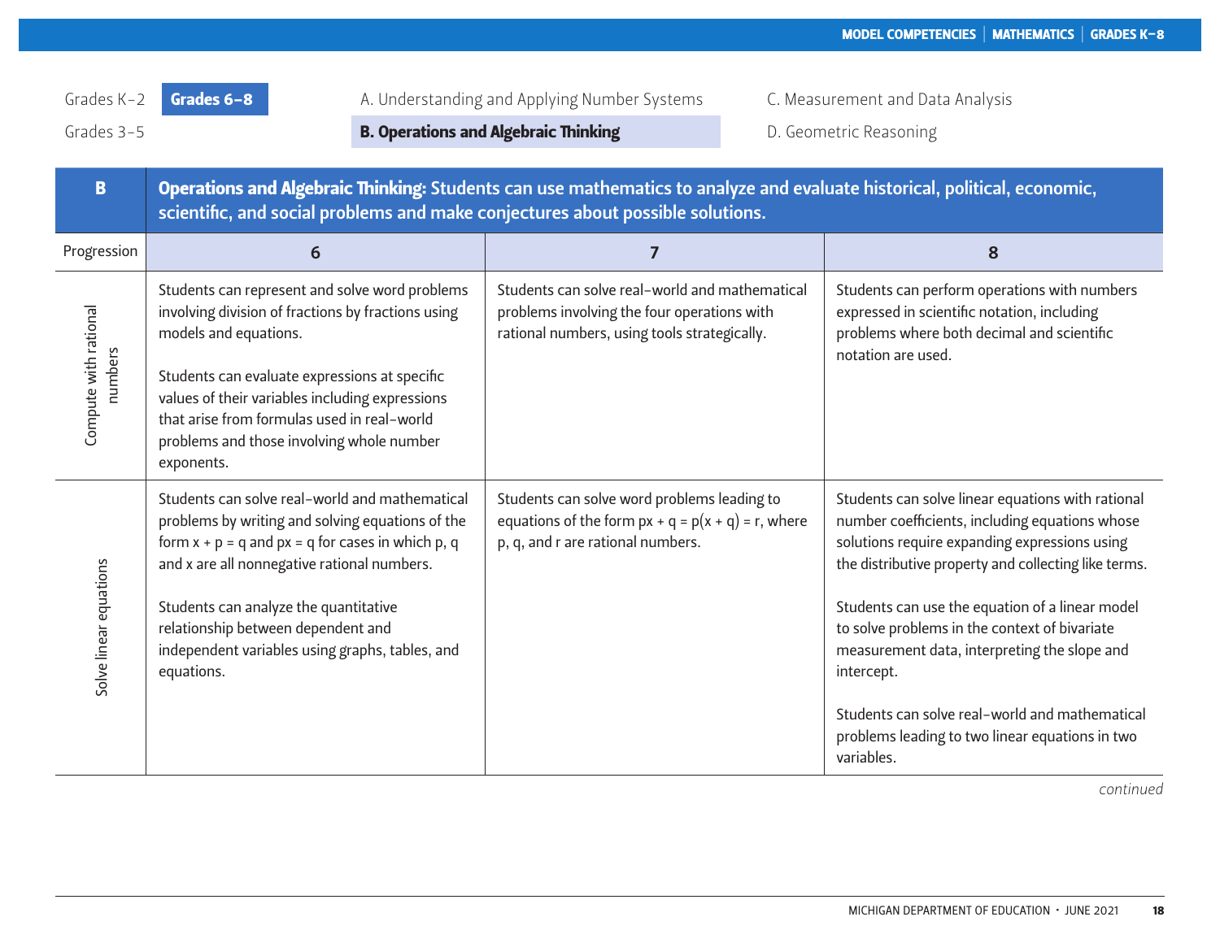Grades K–2 | **Grades 6–8** | A. Understanding and Applying Number Systems | C. Measurement and Data Analysis

Grades 3–5 | **B. Operations and Algebraic Thinking** | D. Geometric Reasoning

| B | **Operations and Algebraic Thinking: Students can use mathematics to analyze and evaluate historical, political, economic, scientific, and social problems and make conjectures about possible solutions.** | | |
|---|---|---|---|
| Progression | 6 | 7 | 8 |
| Compute with rational numbers | Students can represent and solve word problems involving division of fractions by fractions using models and equations.<br><br>Students can evaluate expressions at specific values of their variables including expressions that arise from formulas used in real-world problems and those involving whole number exponents. | Students can solve real-world and mathematical problems involving the four operations with rational numbers, using tools strategically. | Students can perform operations with numbers expressed in scientific notation, including problems where both decimal and scientific notation are used. |
| Solve linear equations | Students can solve real-world and mathematical problems by writing and solving equations of the form $x + p = q$ and $px = q$ for cases in which p, q and x are all nonnegative rational numbers.<br><br>Students can analyze the quantitative relationship between dependent and independent variables using graphs, tables, and equations. | Students can solve word problems leading to equations of the form $px + q = p(x + q) = r$, where p, q, and r are rational numbers. | Students can solve linear equations with rational number coefficients, including equations whose solutions require expanding expressions using the distributive property and collecting like terms.<br><br>Students can use the equation of a linear model to solve problems in the context of bivariate measurement data, interpreting the slope and intercept.<br><br>Students can solve real-world and mathematical problems leading to two linear equations in two variables. |

*continued*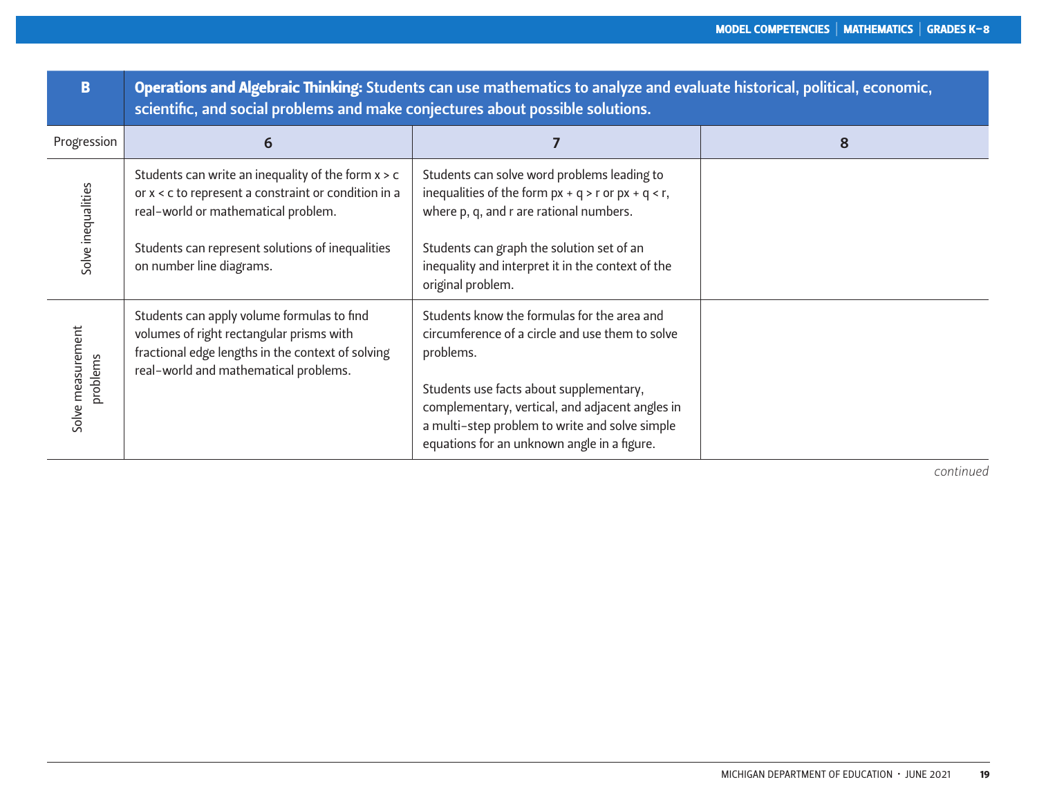| B | **Operations and Algebraic Thinking:** Students can use mathematics to analyze and evaluate historical, political, economic, scientific, and social problems and make conjectures about possible solutions. | | |
|---|---|---|---|
| Progression | 6 | 7 | 8 |
| Solve inequalities | Students can write an inequality of the form $x > c$ or $x < c$ to represent a constraint or condition in a real-world or mathematical problem.<br><br>Students can represent solutions of inequalities on number line diagrams. | Students can solve word problems leading to inequalities of the form $px + q > r$ or $px + q < r$, where p, q, and r are rational numbers.<br><br>Students can graph the solution set of an inequality and interpret it in the context of the original problem. | |
| Solve measurement problems | Students can apply volume formulas to find volumes of right rectangular prisms with fractional edge lengths in the context of solving real-world and mathematical problems. | Students know the formulas for the area and circumference of a circle and use them to solve problems.<br><br>Students use facts about supplementary, complementary, vertical, and adjacent angles in a multi-step problem to write and solve simple equations for an unknown angle in a figure. | |

*continued*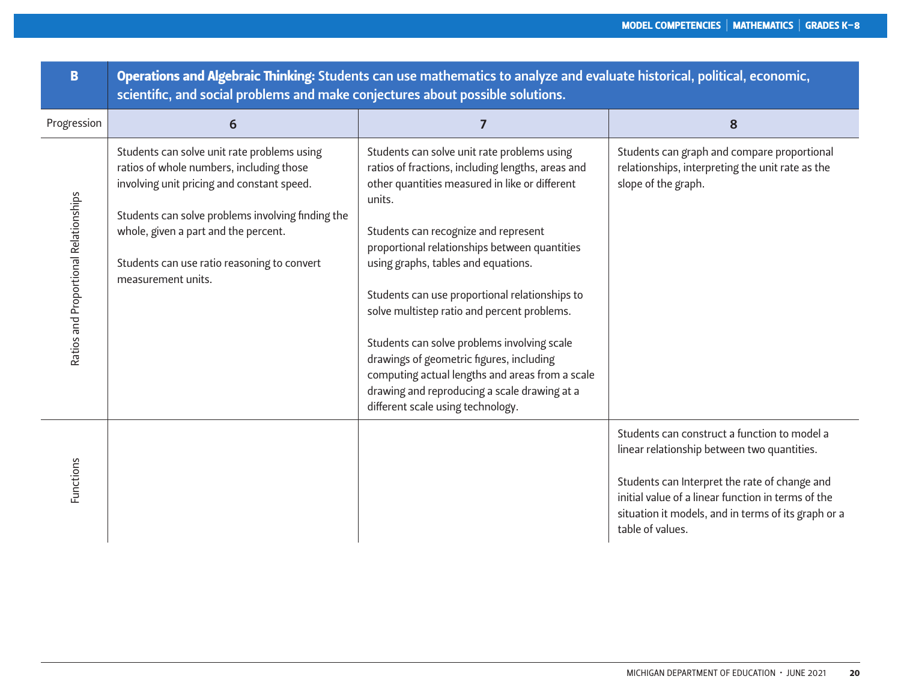| B | **Operations and Algebraic Thinking:** Students can use mathematics to analyze and evaluate historical, political, economic, scientific, and social problems and make conjectures about possible solutions. | | |
|---|---|---|---|
| Progression | 6 | 7 | 8 |
| Ratios and Proportional Relationships | Students can solve unit rate problems using ratios of whole numbers, including those involving unit pricing and constant speed.<br><br>Students can solve problems involving finding the whole, given a part and the percent.<br><br>Students can use ratio reasoning to convert measurement units. | Students can solve unit rate problems using ratios of fractions, including lengths, areas and other quantities measured in like or different units.<br><br>Students can recognize and represent proportional relationships between quantities using graphs, tables and equations.<br><br>Students can use proportional relationships to solve multistep ratio and percent problems.<br><br>Students can solve problems involving scale drawings of geometric figures, including computing actual lengths and areas from a scale drawing and reproducing a scale drawing at a different scale using technology. | Students can graph and compare proportional relationships, interpreting the unit rate as the slope of the graph. |
| Functions | | | Students can construct a function to model a linear relationship between two quantities.<br><br>Students can Interpret the rate of change and initial value of a linear function in terms of the situation it models, and in terms of its graph or a table of values. |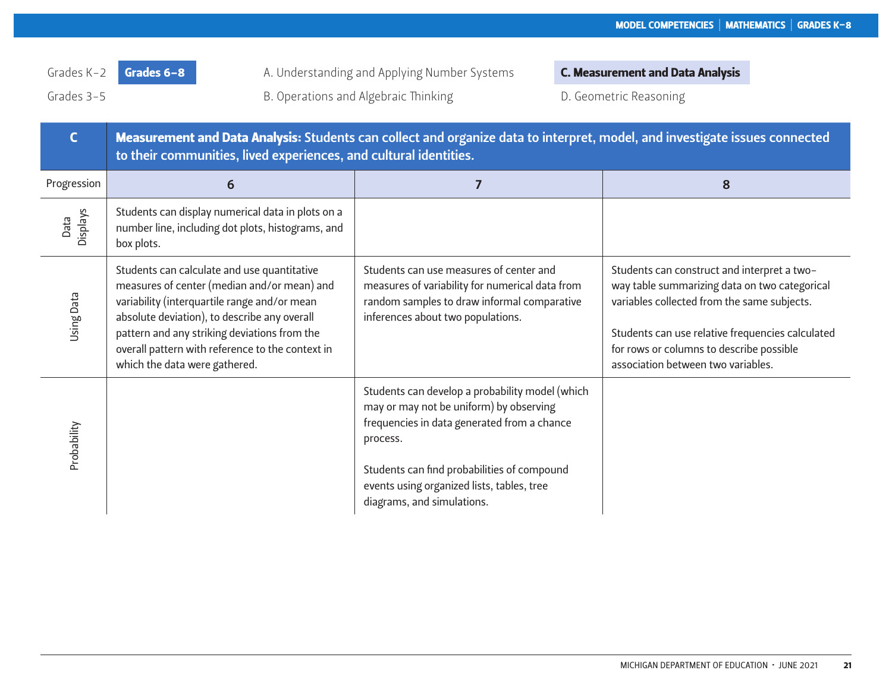Grades K–2 | **Grades 6–8** | A. Understanding and Applying Number Systems | **C. Measurement and Data Analysis**

Grades 3–5 | B. Operations and Algebraic Thinking | D. Geometric Reasoning

| C | **Measurement and Data Analysis:** Students can collect and organize data to interpret, model, and investigate issues connected to their communities, lived experiences, and cultural identities. | | |
|---|---|---|---|
| Progression | 6 | 7 | 8 |
| Data Displays | Students can display numerical data in plots on a number line, including dot plots, histograms, and box plots. | | |
| Using Data | Students can calculate and use quantitative measures of center (median and/or mean) and variability (interquartile range and/or mean absolute deviation), to describe any overall pattern and any striking deviations from the overall pattern with reference to the context in which the data were gathered. | Students can use measures of center and measures of variability for numerical data from random samples to draw informal comparative inferences about two populations. | Students can construct and interpret a two-way table summarizing data on two categorical variables collected from the same subjects.<br><br>Students can use relative frequencies calculated for rows or columns to describe possible association between two variables. |
| Probability | | Students can develop a probability model (which may or may not be uniform) by observing frequencies in data generated from a chance process.<br><br>Students can find probabilities of compound events using organized lists, tables, tree diagrams, and simulations. | |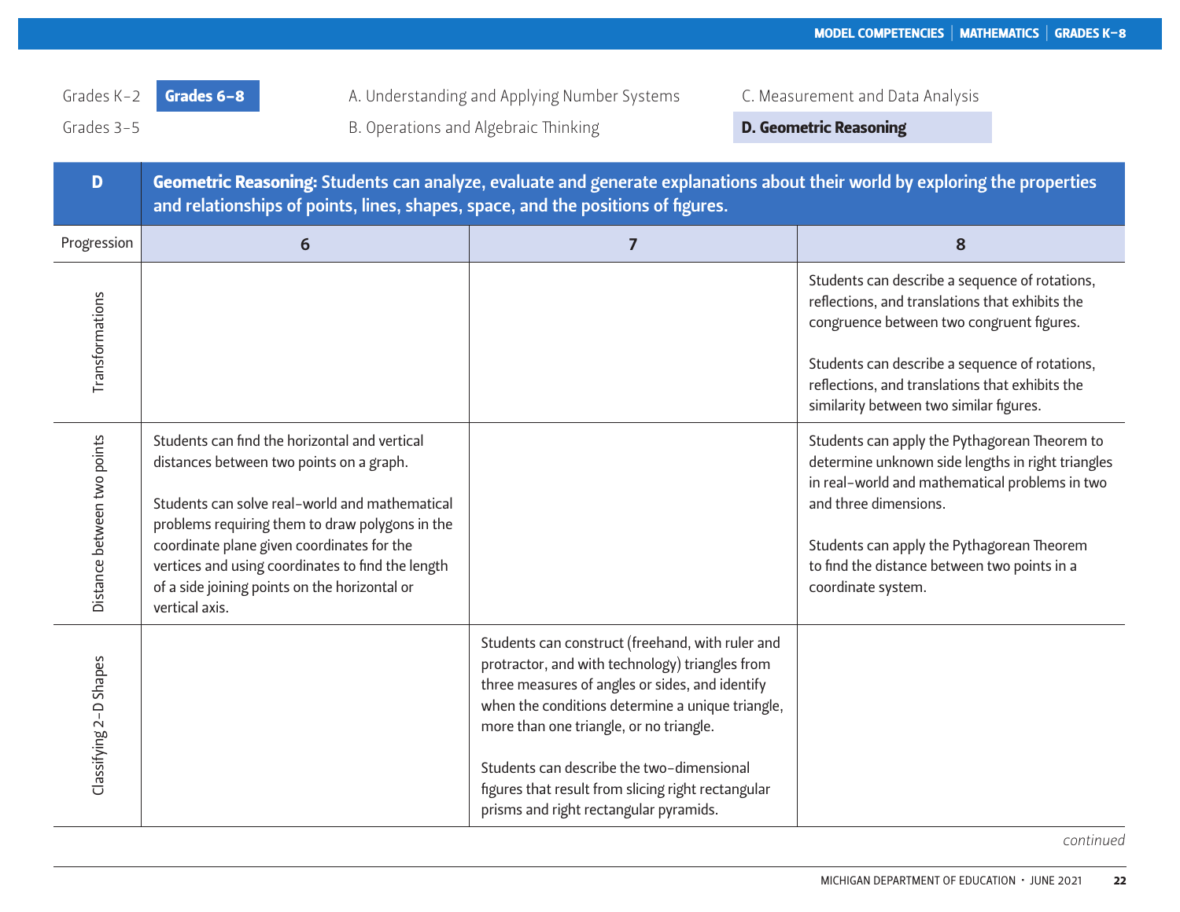Grades K–2 | **Grades 6–8** | A. Understanding and Applying Number Systems | C. Measurement and Data Analysis

Grades 3–5 | B. Operations and Algebraic Thinking | **D. Geometric Reasoning**

| D | Geometric Reasoning: Students can analyze, evaluate and generate explanations about their world by exploring the properties and relationships of points, lines, shapes, space, and the positions of figures. | | |
|---|---|---|---|
| Progression | 6 | 7 | 8 |
| Transformations | | | Students can describe a sequence of rotations, reflections, and translations that exhibits the congruence between two congruent figures.<br><br>Students can describe a sequence of rotations, reflections, and translations that exhibits the similarity between two similar figures. |
| Distance between two points | Students can find the horizontal and vertical distances between two points on a graph.<br><br>Students can solve real-world and mathematical problems requiring them to draw polygons in the coordinate plane given coordinates for the vertices and using coordinates to find the length of a side joining points on the horizontal or vertical axis. | | Students can apply the Pythagorean Theorem to determine unknown side lengths in right triangles in real-world and mathematical problems in two and three dimensions.<br><br>Students can apply the Pythagorean Theorem to find the distance between two points in a coordinate system. |
| Classifying 2-D Shapes | | Students can construct (freehand, with ruler and protractor, and with technology) triangles from three measures of angles or sides, and identify when the conditions determine a unique triangle, more than one triangle, or no triangle.<br><br>Students can describe the two-dimensional figures that result from slicing right rectangular prisms and right rectangular pyramids. | |

*continued*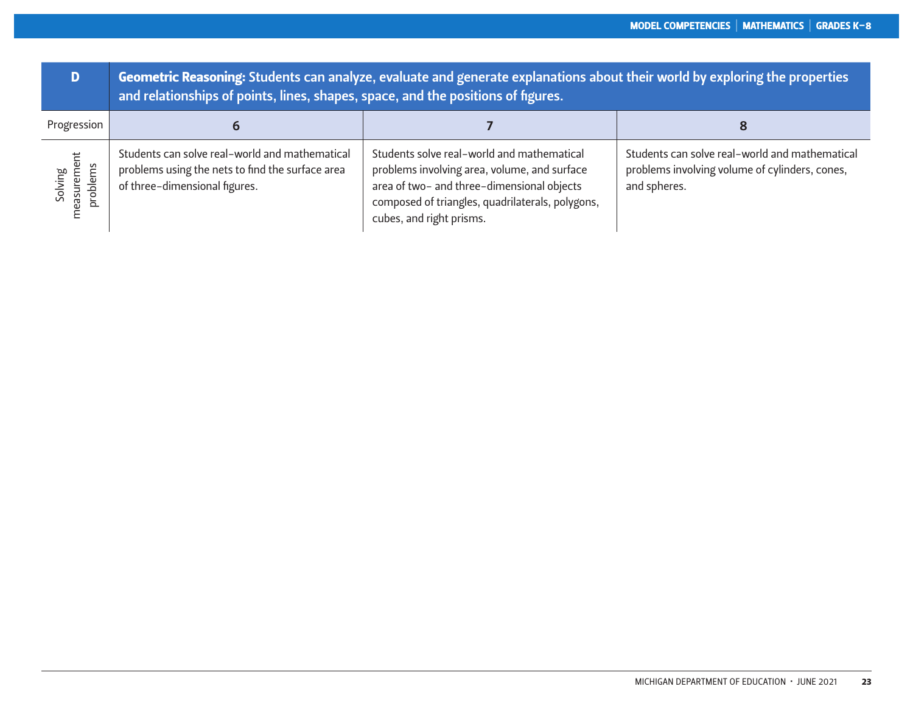| D | **Geometric Reasoning:** Students can analyze, evaluate and generate explanations about their world by exploring the properties and relationships of points, lines, shapes, space, and the positions of figures. | | |
|---|---|---|---|
| Progression | 6 | 7 | 8 |
| Solving measurement problems | Students can solve real-world and mathematical problems using the nets to find the surface area of three-dimensional figures. | Students solve real-world and mathematical problems involving area, volume, and surface area of two- and three-dimensional objects composed of triangles, quadrilaterals, polygons, cubes, and right prisms. | Students can solve real-world and mathematical problems involving volume of cylinders, cones, and spheres. |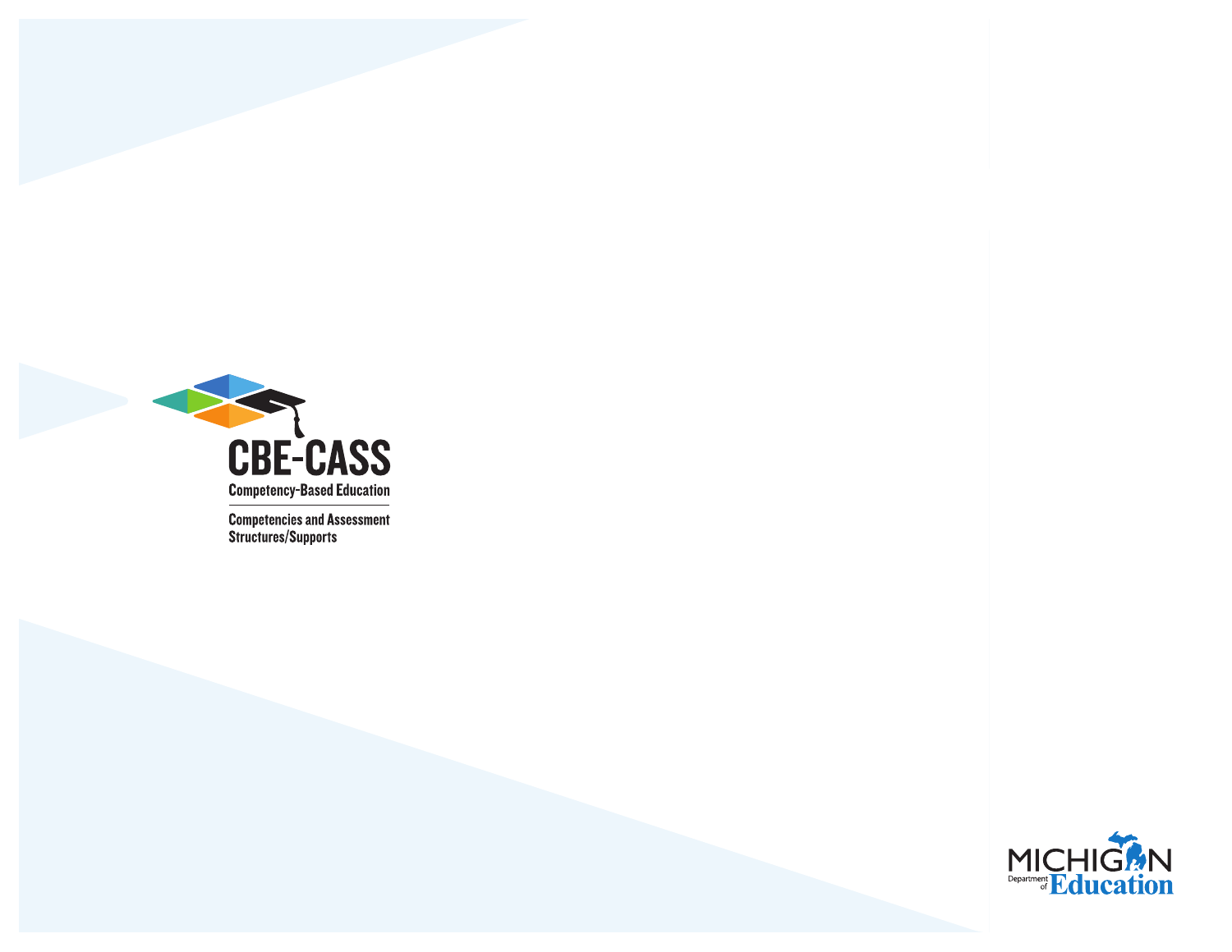CBE-CASS

Competency-Based Education

Competencies and Assessment Structures/Supports

MICHIGAN Department of Education